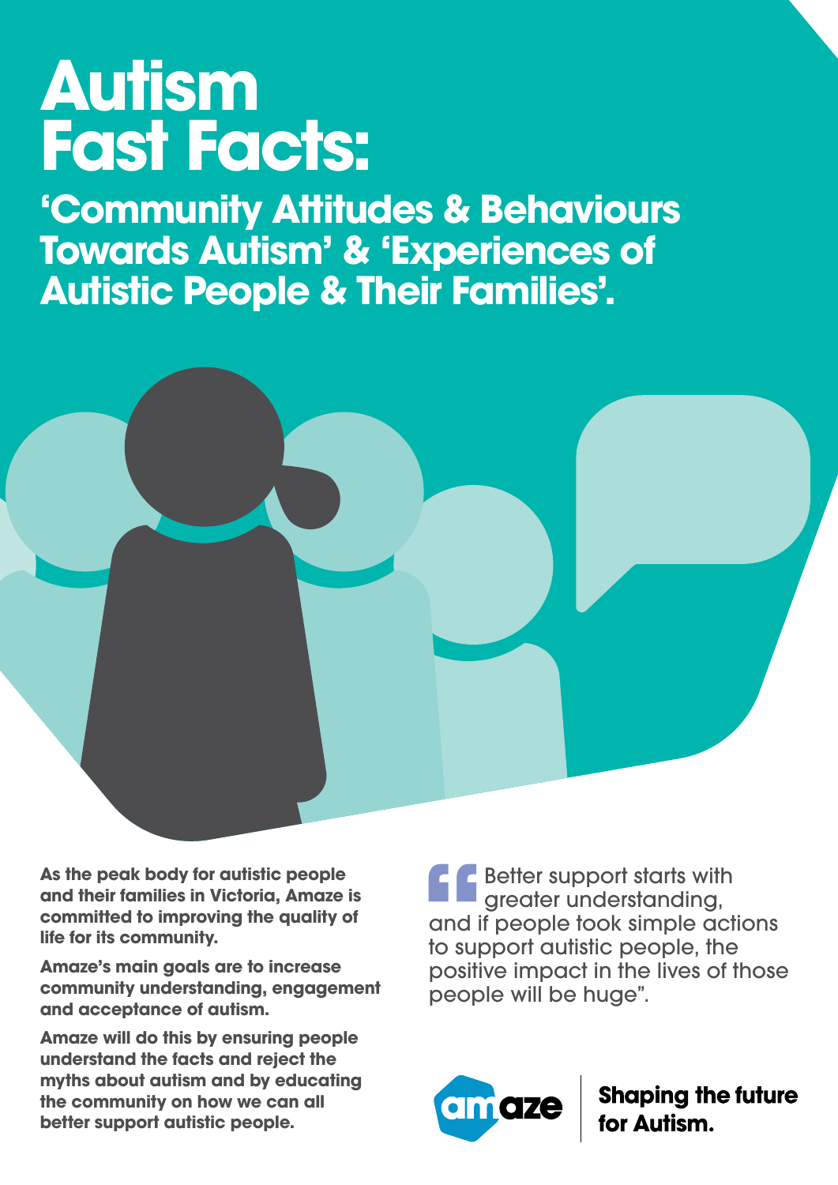# Autism Fast Facts:

## 'Community Attitudes & Behaviours Towards Autism' & 'Experiences of Autistic People & Their Families'.

**As the peak body for autistic people and their families in Victoria, Amaze is committed to improving the quality of life for its community.**

**Amaze's main goals are to increase community understanding, engagement and acceptance of autism.**

**Amaze will do this by ensuring people understand the facts and reject the myths about autism and by educating the community on how we can all better support autistic people.**

> "Better support starts with greater understanding, and if people took simple actions to support autistic people, the positive impact in the lives of those people will be huge".

amaze | **Shaping the future for Autism.**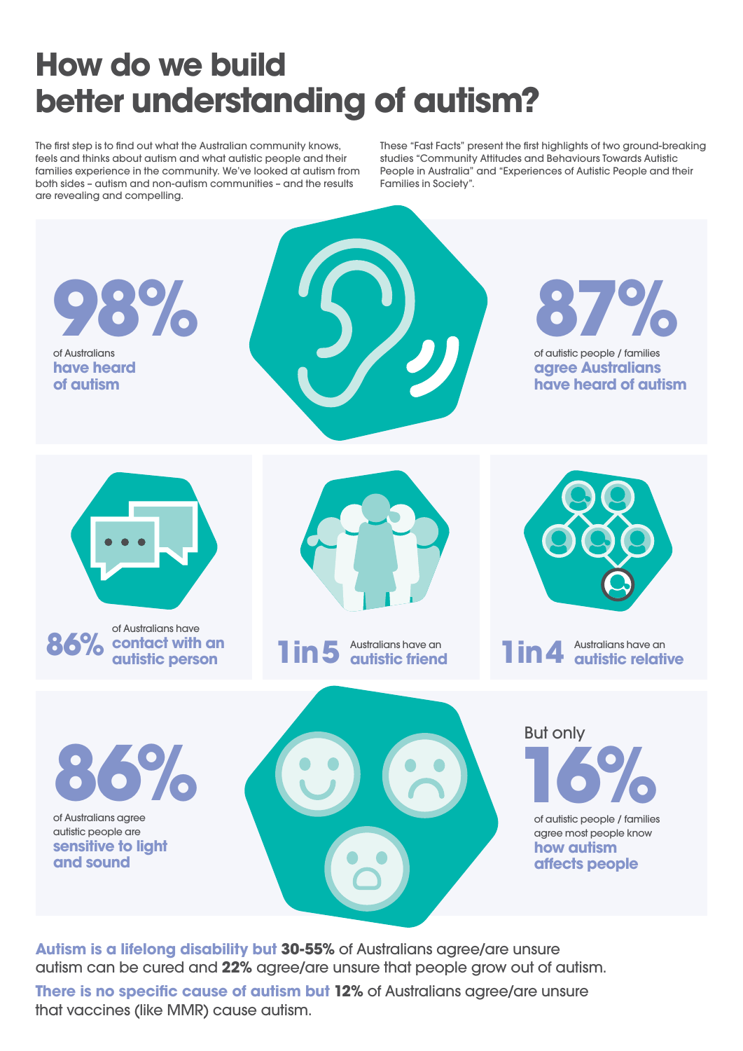# How do we build better understanding of autism?

The first step is to find out what the Australian community knows, feels and thinks about autism and what autistic people and their families experience in the community. We've looked at autism from both sides – autism and non-autism communities – and the results are revealing and compelling.

These "Fast Facts" present the first highlights of two ground-breaking studies "Community Attitudes and Behaviours Towards Autistic People in Australia" and "Experiences of Autistic People and their Families in Society".

**98%** of Australians **have heard of autism**

**87%** of autistic people / families **agree Australians have heard of autism**

**86%** of Australians have **contact with an autistic person**

**1 in 5** Australians have an **autistic friend**

**1 in 4** Australians have an **autistic relative**

**86%** of Australians agree autistic people are **sensitive to light and sound**

But only **16%** of autistic people / families agree most people know **how autism affects people**

**Autism is a lifelong disability but 30-55%** of Australians agree/are unsure autism can be cured and **22%** agree/are unsure that people grow out of autism.

**There is no specific cause of autism but 12%** of Australians agree/are unsure that vaccines (like MMR) cause autism.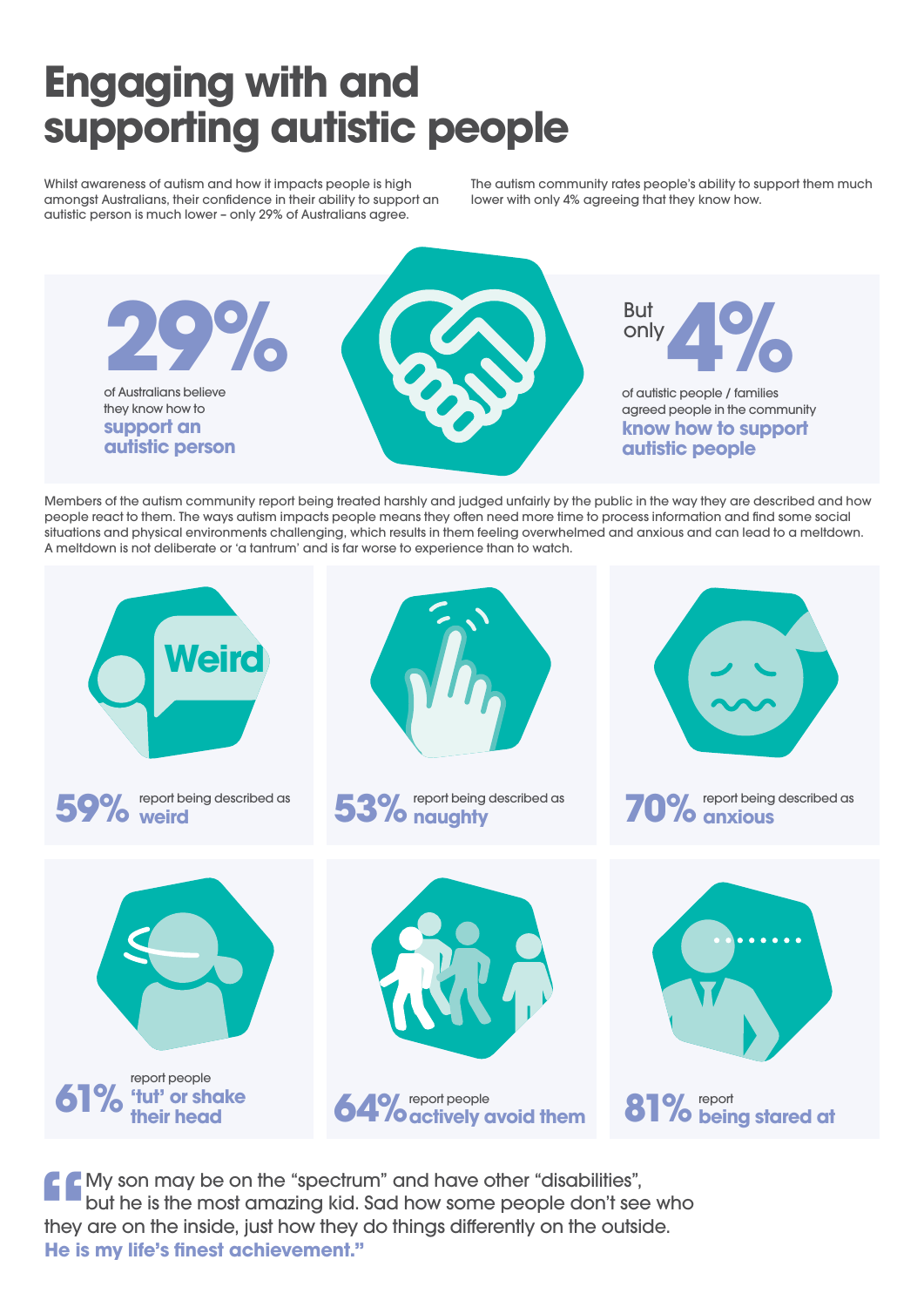# Engaging with and supporting autistic people

Whilst awareness of autism and how it impacts people is high amongst Australians, their confidence in their ability to support an autistic person is much lower – only 29% of Australians agree.

The autism community rates people's ability to support them much lower with only 4% agreeing that they know how.

**29%** of Australians believe they know how to **support an autistic person**

But only **4%** of autistic people / families agreed people in the community **know how to support autistic people**

Members of the autism community report being treated harshly and judged unfairly by the public in the way they are described and how people react to them. The ways autism impacts people means they often need more time to process information and find some social situations and physical environments challenging, which results in them feeling overwhelmed and anxious and can lead to a meltdown. A meltdown is not deliberate or 'a tantrum' and is far worse to experience than to watch.

**59%** report being described as **weird**

**53%** report being described as **naughty**

**70%** report being described as **anxious**

**61%** report people **'tut' or shake their head**

**64%** report people **actively avoid them**

**81%** report **being stared at**

> "My son may be on the "spectrum" and have other "disabilities", but he is the most amazing kid. Sad how some people don't see who they are on the inside, just how they do things differently on the outside. **He is my life's finest achievement."**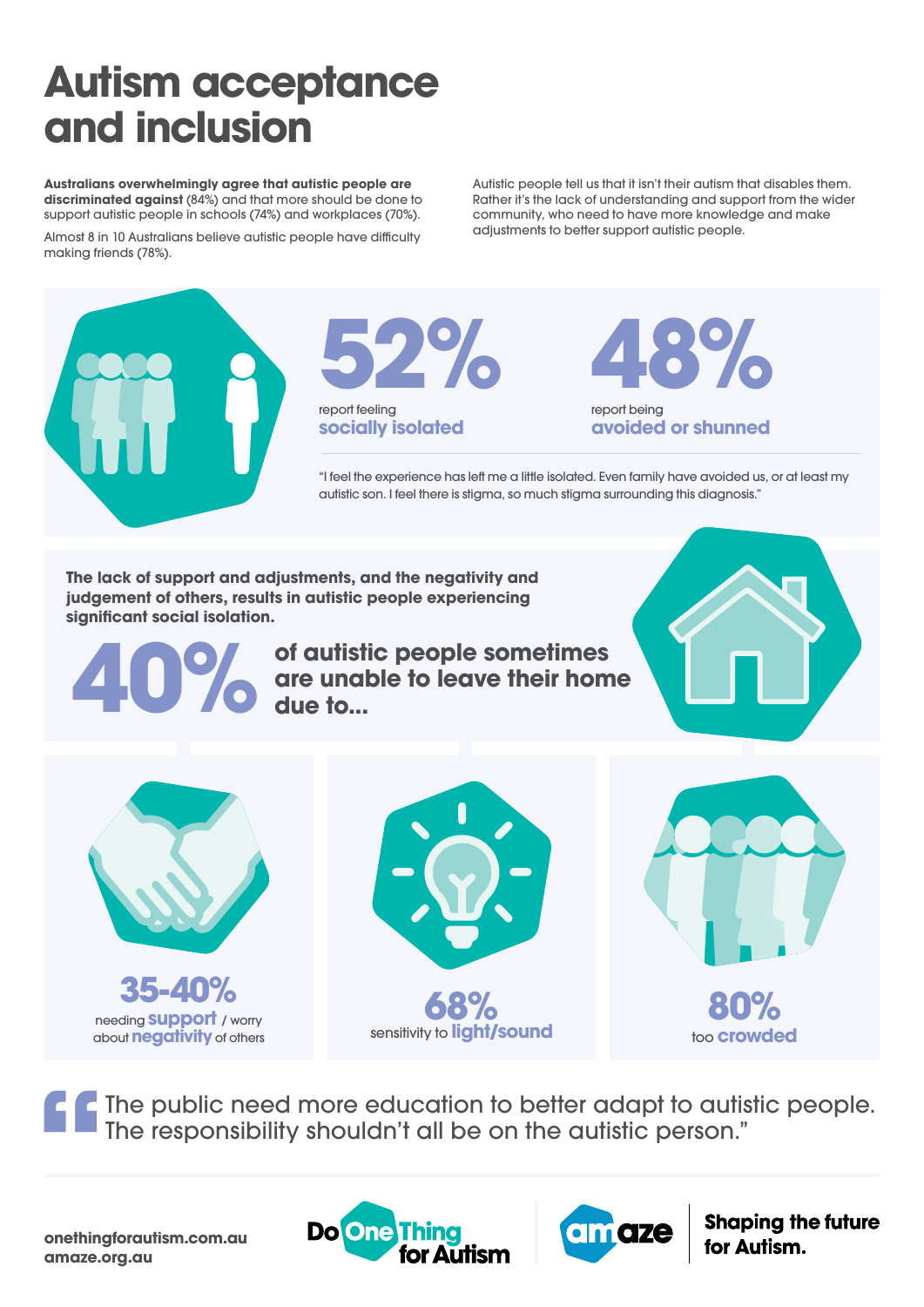# Autism acceptance and inclusion

**Australians overwhelmingly agree that autistic people are discriminated against** (84%) and that more should be done to support autistic people in schools (74%) and workplaces (70%).

Almost 8 in 10 Australians believe autistic people have difficulty making friends (78%).

Autistic people tell us that it isn't their autism that disables them. Rather it's the lack of understanding and support from the wider community, who need to have more knowledge and make adjustments to better support autistic people.

**52%** report feeling **socially isolated**

**48%** report being **avoided or shunned**

"I feel the experience has left me a little isolated. Even family have avoided us, or at least my autistic son. I feel there is stigma, so much stigma surrounding this diagnosis."

**The lack of support and adjustments, and the negativity and judgement of others, results in autistic people experiencing significant social isolation.**

**40%** **of autistic people sometimes are unable to leave their home due to...**

**35-40%** needing **support** / worry about **negativity** of others

**68%** sensitivity to **light/sound**

**80%** too **crowded**

> The public need more education to better adapt to autistic people. The responsibility shouldn't all be on the autistic person."

**onethingforautism.com.au**
**amaze.org.au**

Do One Thing for Autism

amaze — **Shaping the future for Autism.**